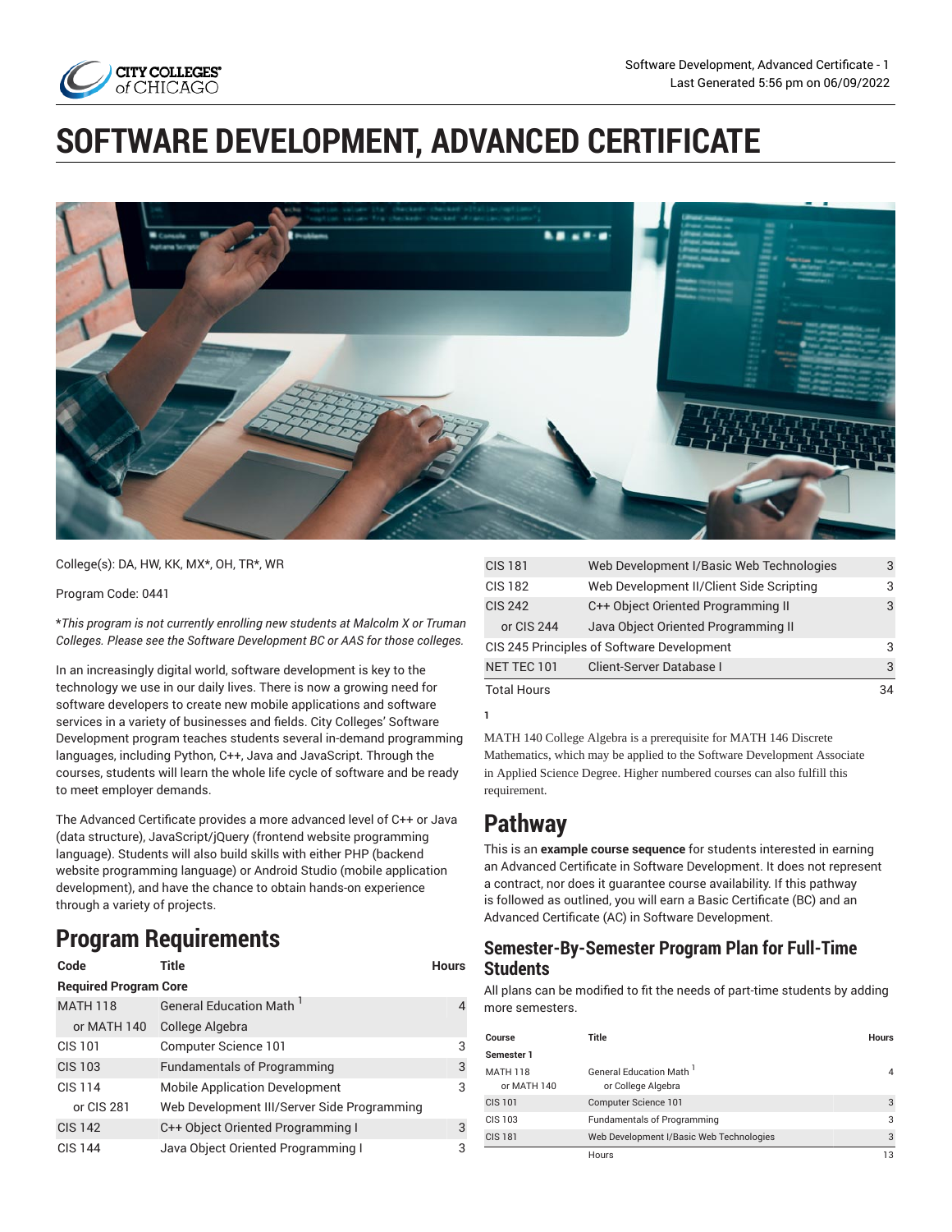# SOFTWARE DEVELOPMENT, ADVANCED CERTIFICATE

College(s): DA, HW, KK, MX*, OH, TR*, WR

Program Code: 0441

**This program is not currently enrolling new students at Malcolm X or Truman Colleges. Please see the Software Development BC or AAS for those colleges.*

In an increasingly digital world, software development is key to the technology we use in our daily lives. There is now a growing need for software developers to create new mobile applications and software services in a variety of businesses and fields. City Colleges' Software Development program teaches students several in-demand programming languages, including Python, C++, Java and JavaScript. Through the courses, students will learn the whole life cycle of software and be ready to meet employer demands.

The Advanced Certificate provides a more advanced level of C++ or Java (data structure), JavaScript/jQuery (frontend website programming language). Students will also build skills with either PHP (backend website programming language) or Android Studio (mobile application development), and have the chance to obtain hands-on experience through a variety of projects.

## Program Requirements

| Code | Title | Hours |
|---|---|---|
| **Required Program Core** | | |
| MATH 118 | General Education Math [1] | 4 |
| or MATH 140 | College Algebra | |
| CIS 101 | Computer Science 101 | 3 |
| CIS 103 | Fundamentals of Programming | 3 |
| CIS 114 | Mobile Application Development | 3 |
| or CIS 281 | Web Development III/Server Side Programming | |
| CIS 142 | C++ Object Oriented Programming I | 3 |
| CIS 144 | Java Object Oriented Programming I | 3 |
| CIS 181 | Web Development I/Basic Web Technologies | 3 |
| CIS 182 | Web Development II/Client Side Scripting | 3 |
| CIS 242 | C++ Object Oriented Programming II | 3 |
| or CIS 244 | Java Object Oriented Programming II | |
| CIS 245 Principles of Software Development | | 3 |
| NET TEC 101 | Client-Server Database I | 3 |
| Total Hours | | 34 |

1

MATH 140 College Algebra is a prerequisite for MATH 146 Discrete Mathematics, which may be applied to the Software Development Associate in Applied Science Degree. Higher numbered courses can also fulfill this requirement.

## Pathway

This is an **example course sequence** for students interested in earning an Advanced Certificate in Software Development. It does not represent a contract, nor does it guarantee course availability. If this pathway is followed as outlined, you will earn a Basic Certificate (BC) and an Advanced Certificate (AC) in Software Development.

### Semester-By-Semester Program Plan for Full-Time Students

All plans can be modified to fit the needs of part-time students by adding more semesters.

| Course | Title | Hours |
|---|---|---|
| **Semester 1** | | |
| MATH 118<br>or MATH 140 | General Education Math [1]<br>or College Algebra | 4 |
| CIS 101 | Computer Science 101 | 3 |
| CIS 103 | Fundamentals of Programming | 3 |
| CIS 181 | Web Development I/Basic Web Technologies | 3 |
| | Hours | 13 |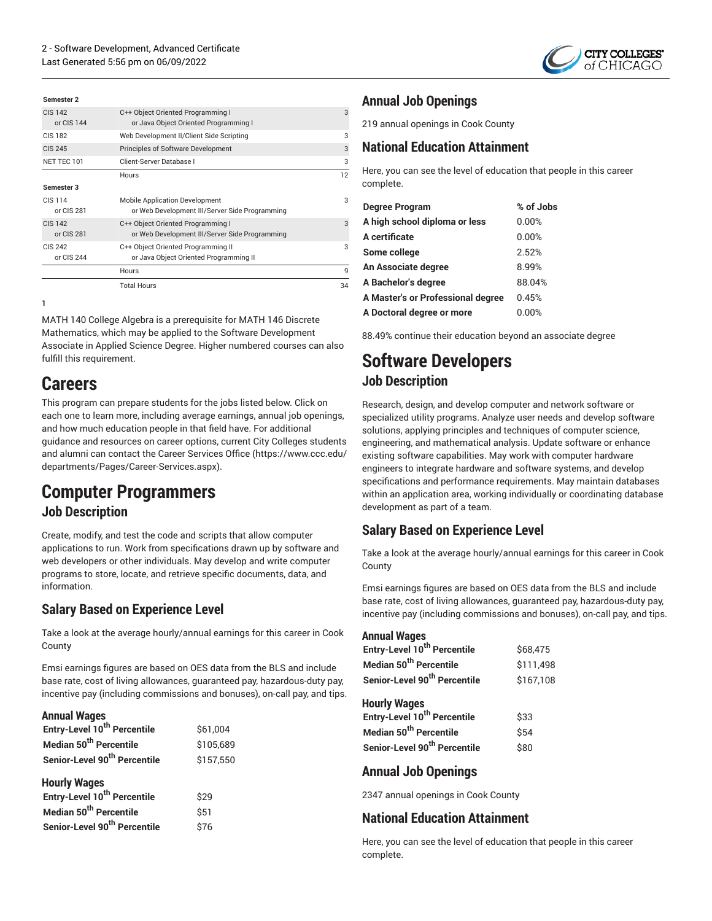**Semester 2**

| | | |
|---|---|---|
| CIS 142<br>or CIS 144 | C++ Object Oriented Programming I<br>or Java Object Oriented Programming I | 3 |
| CIS 182 | Web Development II/Client Side Scripting | 3 |
| CIS 245 | Principles of Software Development | 3 |
| NET TEC 101 | Client-Server Database I | 3 |
| | Hours | 12 |

**Semester 3**

| | | |
|---|---|---|
| CIS 114<br>or CIS 281 | Mobile Application Development<br>or Web Development III/Server Side Programming | 3 |
| CIS 142<br>or CIS 281 | C++ Object Oriented Programming I<br>or Web Development III/Server Side Programming | 3 |
| CIS 242<br>or CIS 244 | C++ Object Oriented Programming II<br>or Java Object Oriented Programming II | 3 |
| | Hours | 9 |
| | Total Hours | 34 |

1

MATH 140 College Algebra is a prerequisite for MATH 146 Discrete Mathematics, which may be applied to the Software Development Associate in Applied Science Degree. Higher numbered courses can also fulfill this requirement.

# Careers

This program can prepare students for the jobs listed below. Click on each one to learn more, including average earnings, annual job openings, and how much education people in that field have. For additional guidance and resources on career options, current City Colleges students and alumni can contact the Career Services Office (https://www.ccc.edu/departments/Pages/Career-Services.aspx).

# Computer Programmers

## Job Description

Create, modify, and test the code and scripts that allow computer applications to run. Work from specifications drawn up by software and web developers or other individuals. May develop and write computer programs to store, locate, and retrieve specific documents, data, and information.

### Salary Based on Experience Level

Take a look at the average hourly/annual earnings for this career in Cook County

Emsi earnings figures are based on OES data from the BLS and include base rate, cost of living allowances, guaranteed pay, hazardous-duty pay, incentive pay (including commissions and bonuses), on-call pay, and tips.

**Annual Wages**

| | |
|---|---|
| **Entry-Level 10th Percentile** | $61,004 |
| **Median 50th Percentile** | $105,689 |
| **Senior-Level 90th Percentile** | $157,550 |

**Hourly Wages**

| | |
|---|---|
| **Entry-Level 10th Percentile** | $29 |
| **Median 50th Percentile** | $51 |
| **Senior-Level 90th Percentile** | $76 |

### Annual Job Openings

219 annual openings in Cook County

### National Education Attainment

Here, you can see the level of education that people in this career complete.

| Degree Program | % of Jobs |
|---|---|
| **A high school diploma or less** | 0.00% |
| **A certificate** | 0.00% |
| **Some college** | 2.52% |
| **An Associate degree** | 8.99% |
| **A Bachelor's degree** | 88.04% |
| **A Master's or Professional degree** | 0.45% |
| **A Doctoral degree or more** | 0.00% |

88.49% continue their education beyond an associate degree

# Software Developers

## Job Description

Research, design, and develop computer and network software or specialized utility programs. Analyze user needs and develop software solutions, applying principles and techniques of computer science, engineering, and mathematical analysis. Update software or enhance existing software capabilities. May work with computer hardware engineers to integrate hardware and software systems, and develop specifications and performance requirements. May maintain databases within an application area, working individually or coordinating database development as part of a team.

### Salary Based on Experience Level

Take a look at the average hourly/annual earnings for this career in Cook County

Emsi earnings figures are based on OES data from the BLS and include base rate, cost of living allowances, guaranteed pay, hazardous-duty pay, incentive pay (including commissions and bonuses), on-call pay, and tips.

**Annual Wages**

| | |
|---|---|
| **Entry-Level 10th Percentile** | $68,475 |
| **Median 50th Percentile** | $111,498 |
| **Senior-Level 90th Percentile** | $167,108 |

**Hourly Wages**

| | |
|---|---|
| **Entry-Level 10th Percentile** | $33 |
| **Median 50th Percentile** | $54 |
| **Senior-Level 90th Percentile** | $80 |

### Annual Job Openings

2347 annual openings in Cook County

### National Education Attainment

Here, you can see the level of education that people in this career complete.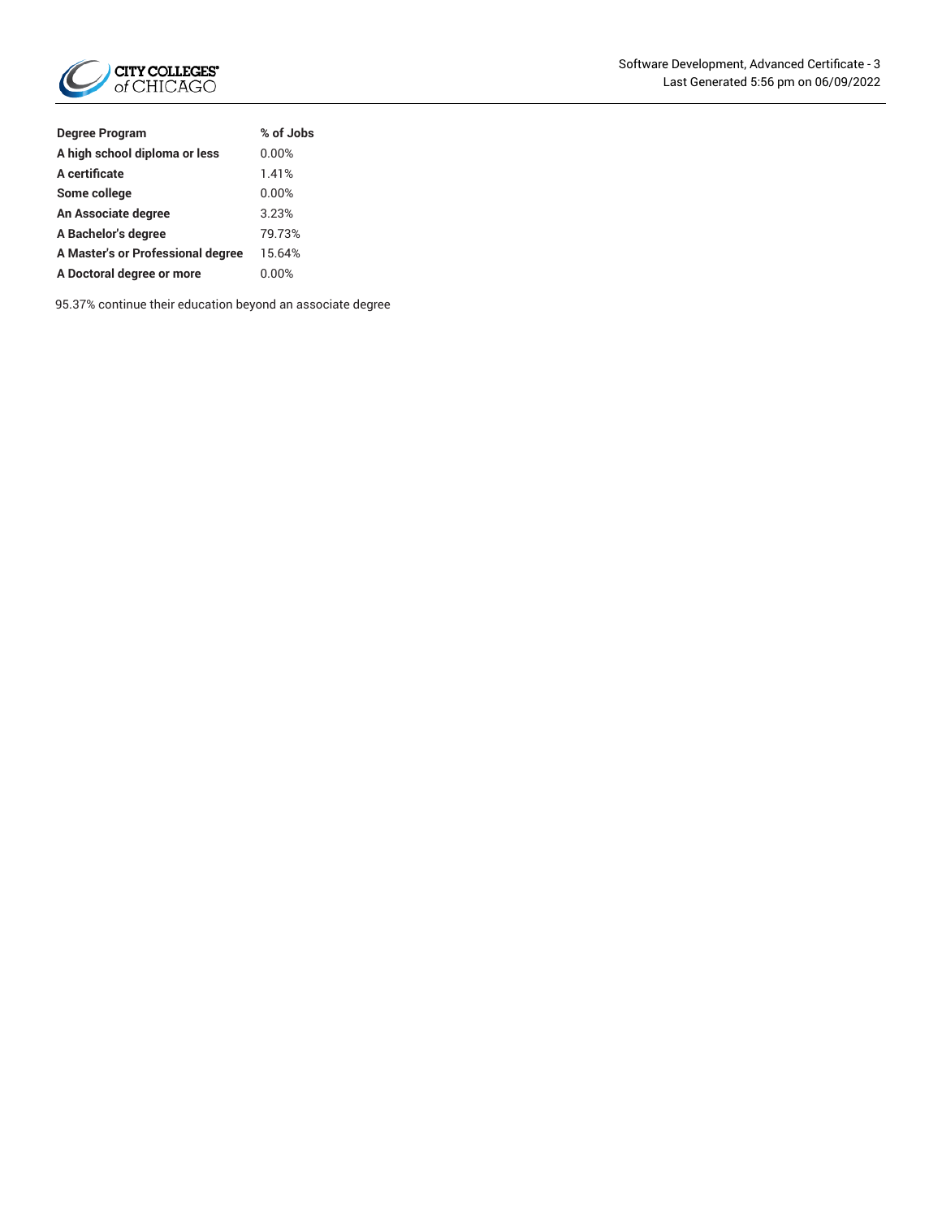| Degree Program | % of Jobs |
| --- | --- |
| A high school diploma or less | 0.00% |
| A certificate | 1.41% |
| Some college | 0.00% |
| An Associate degree | 3.23% |
| A Bachelor's degree | 79.73% |
| A Master's or Professional degree | 15.64% |
| A Doctoral degree or more | 0.00% |

95.37% continue their education beyond an associate degree